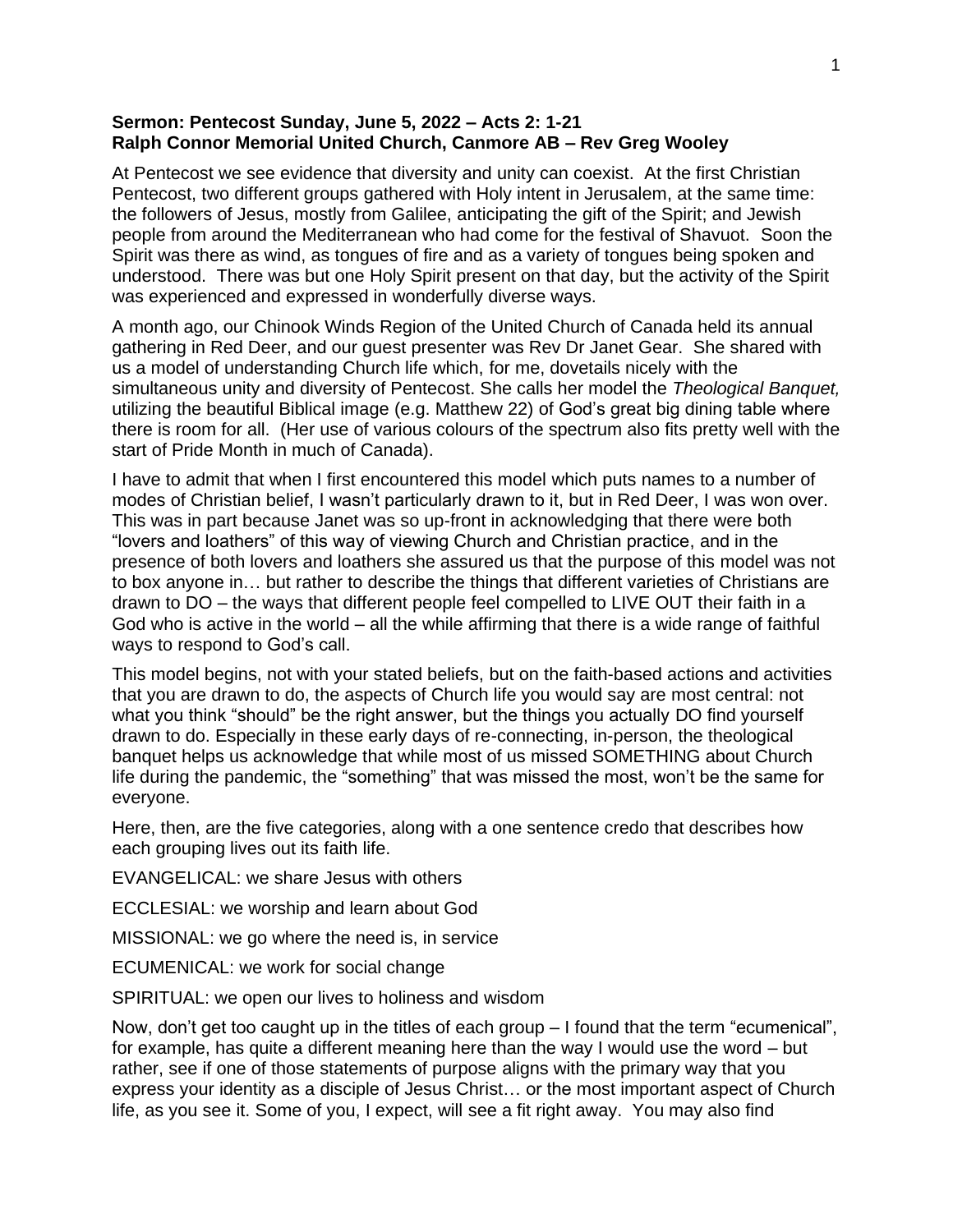**Sermon: Pentecost Sunday, June 5, 2022 – Acts 2: 1-21**
**Ralph Connor Memorial United Church, Canmore AB – Rev Greg Wooley**

At Pentecost we see evidence that diversity and unity can coexist. At the first Christian Pentecost, two different groups gathered with Holy intent in Jerusalem, at the same time: the followers of Jesus, mostly from Galilee, anticipating the gift of the Spirit; and Jewish people from around the Mediterranean who had come for the festival of Shavuot. Soon the Spirit was there as wind, as tongues of fire and as a variety of tongues being spoken and understood. There was but one Holy Spirit present on that day, but the activity of the Spirit was experienced and expressed in wonderfully diverse ways.

A month ago, our Chinook Winds Region of the United Church of Canada held its annual gathering in Red Deer, and our guest presenter was Rev Dr Janet Gear. She shared with us a model of understanding Church life which, for me, dovetails nicely with the simultaneous unity and diversity of Pentecost. She calls her model the *Theological Banquet,* utilizing the beautiful Biblical image (e.g. Matthew 22) of God's great big dining table where there is room for all. (Her use of various colours of the spectrum also fits pretty well with the start of Pride Month in much of Canada).

I have to admit that when I first encountered this model which puts names to a number of modes of Christian belief, I wasn't particularly drawn to it, but in Red Deer, I was won over. This was in part because Janet was so up-front in acknowledging that there were both "lovers and loathers" of this way of viewing Church and Christian practice, and in the presence of both lovers and loathers she assured us that the purpose of this model was not to box anyone in… but rather to describe the things that different varieties of Christians are drawn to DO – the ways that different people feel compelled to LIVE OUT their faith in a God who is active in the world – all the while affirming that there is a wide range of faithful ways to respond to God's call.

This model begins, not with your stated beliefs, but on the faith-based actions and activities that you are drawn to do, the aspects of Church life you would say are most central: not what you think "should" be the right answer, but the things you actually DO find yourself drawn to do. Especially in these early days of re-connecting, in-person, the theological banquet helps us acknowledge that while most of us missed SOMETHING about Church life during the pandemic, the "something" that was missed the most, won't be the same for everyone.

Here, then, are the five categories, along with a one sentence credo that describes how each grouping lives out its faith life.

EVANGELICAL: we share Jesus with others

ECCLESIAL: we worship and learn about God

MISSIONAL: we go where the need is, in service

ECUMENICAL: we work for social change

SPIRITUAL: we open our lives to holiness and wisdom

Now, don't get too caught up in the titles of each group – I found that the term "ecumenical", for example, has quite a different meaning here than the way I would use the word – but rather, see if one of those statements of purpose aligns with the primary way that you express your identity as a disciple of Jesus Christ… or the most important aspect of Church life, as you see it. Some of you, I expect, will see a fit right away. You may also find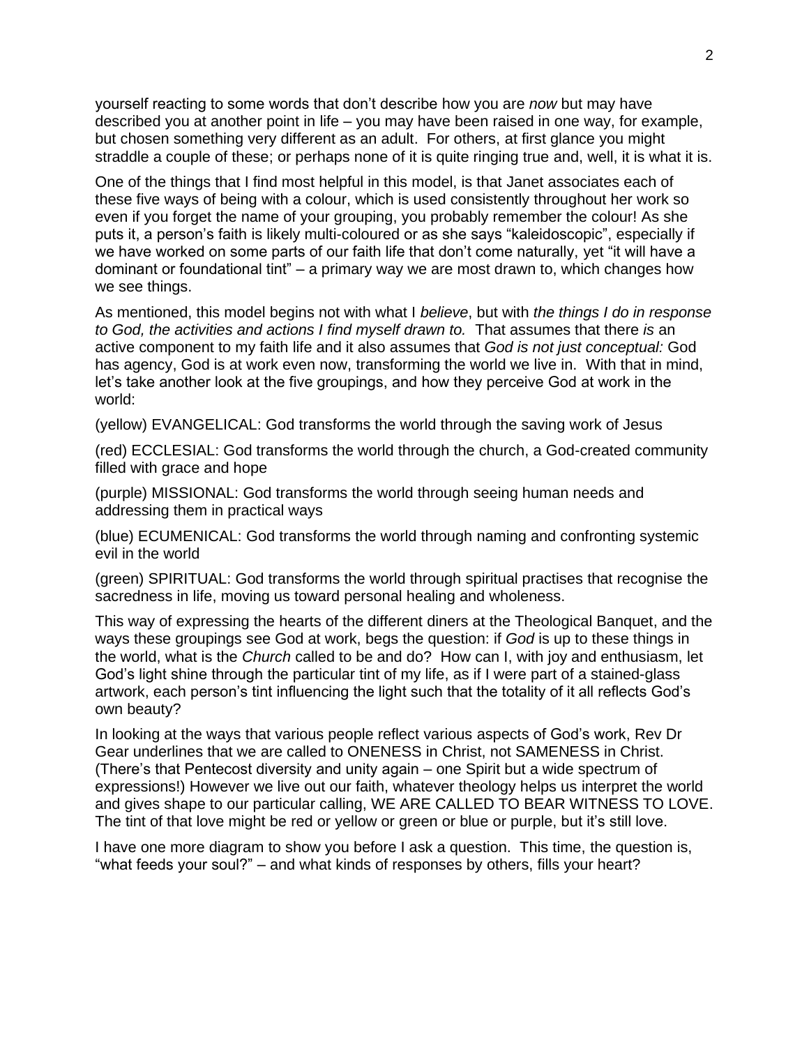yourself reacting to some words that don't describe how you are *now* but may have described you at another point in life – you may have been raised in one way, for example, but chosen something very different as an adult. For others, at first glance you might straddle a couple of these; or perhaps none of it is quite ringing true and, well, it is what it is.

One of the things that I find most helpful in this model, is that Janet associates each of these five ways of being with a colour, which is used consistently throughout her work so even if you forget the name of your grouping, you probably remember the colour! As she puts it, a person's faith is likely multi-coloured or as she says "kaleidoscopic", especially if we have worked on some parts of our faith life that don't come naturally, yet "it will have a dominant or foundational tint" – a primary way we are most drawn to, which changes how we see things.

As mentioned, this model begins not with what I *believe*, but with *the things I do in response to God, the activities and actions I find myself drawn to.* That assumes that there *is* an active component to my faith life and it also assumes that *God is not just conceptual:* God has agency, God is at work even now, transforming the world we live in. With that in mind, let's take another look at the five groupings, and how they perceive God at work in the world:

(yellow) EVANGELICAL: God transforms the world through the saving work of Jesus

(red) ECCLESIAL: God transforms the world through the church, a God-created community filled with grace and hope

(purple) MISSIONAL: God transforms the world through seeing human needs and addressing them in practical ways

(blue) ECUMENICAL: God transforms the world through naming and confronting systemic evil in the world

(green) SPIRITUAL: God transforms the world through spiritual practises that recognise the sacredness in life, moving us toward personal healing and wholeness.

This way of expressing the hearts of the different diners at the Theological Banquet, and the ways these groupings see God at work, begs the question: if *God* is up to these things in the world, what is the *Church* called to be and do? How can I, with joy and enthusiasm, let God's light shine through the particular tint of my life, as if I were part of a stained-glass artwork, each person's tint influencing the light such that the totality of it all reflects God's own beauty?

In looking at the ways that various people reflect various aspects of God's work, Rev Dr Gear underlines that we are called to ONENESS in Christ, not SAMENESS in Christ. (There's that Pentecost diversity and unity again – one Spirit but a wide spectrum of expressions!) However we live out our faith, whatever theology helps us interpret the world and gives shape to our particular calling, WE ARE CALLED TO BEAR WITNESS TO LOVE. The tint of that love might be red or yellow or green or blue or purple, but it's still love.

I have one more diagram to show you before I ask a question. This time, the question is, "what feeds your soul?" – and what kinds of responses by others, fills your heart?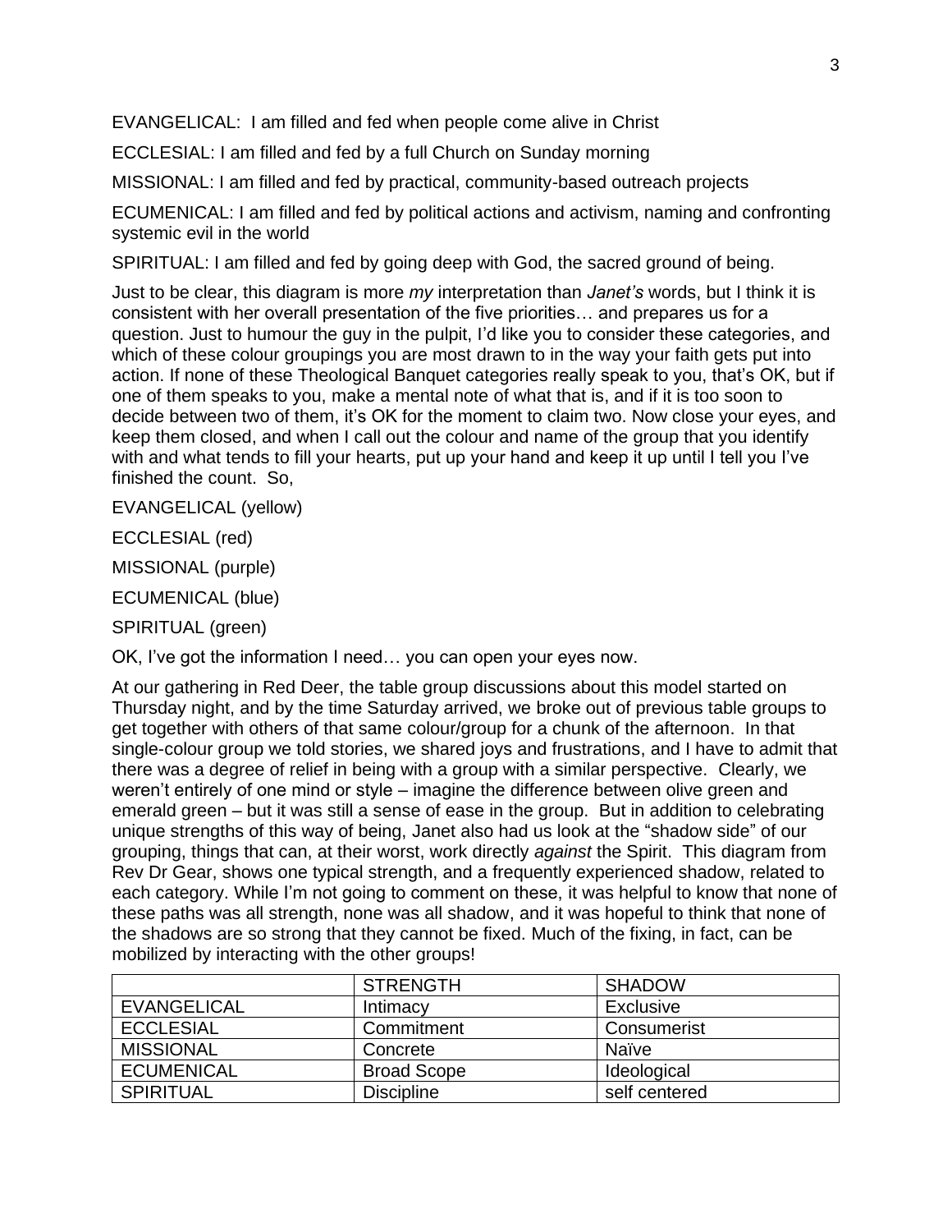EVANGELICAL: I am filled and fed when people come alive in Christ

ECCLESIAL: I am filled and fed by a full Church on Sunday morning

MISSIONAL: I am filled and fed by practical, community-based outreach projects

ECUMENICAL: I am filled and fed by political actions and activism, naming and confronting systemic evil in the world

SPIRITUAL: I am filled and fed by going deep with God, the sacred ground of being.

Just to be clear, this diagram is more *my* interpretation than *Janet's* words, but I think it is consistent with her overall presentation of the five priorities… and prepares us for a question. Just to humour the guy in the pulpit, I'd like you to consider these categories, and which of these colour groupings you are most drawn to in the way your faith gets put into action. If none of these Theological Banquet categories really speak to you, that's OK, but if one of them speaks to you, make a mental note of what that is, and if it is too soon to decide between two of them, it's OK for the moment to claim two. Now close your eyes, and keep them closed, and when I call out the colour and name of the group that you identify with and what tends to fill your hearts, put up your hand and keep it up until I tell you I've finished the count. So,

EVANGELICAL (yellow)

ECCLESIAL (red)

MISSIONAL (purple)

ECUMENICAL (blue)

SPIRITUAL (green)

OK, I've got the information I need… you can open your eyes now.

At our gathering in Red Deer, the table group discussions about this model started on Thursday night, and by the time Saturday arrived, we broke out of previous table groups to get together with others of that same colour/group for a chunk of the afternoon. In that single-colour group we told stories, we shared joys and frustrations, and I have to admit that there was a degree of relief in being with a group with a similar perspective. Clearly, we weren't entirely of one mind or style – imagine the difference between olive green and emerald green – but it was still a sense of ease in the group. But in addition to celebrating unique strengths of this way of being, Janet also had us look at the "shadow side" of our grouping, things that can, at their worst, work directly *against* the Spirit. This diagram from Rev Dr Gear, shows one typical strength, and a frequently experienced shadow, related to each category. While I'm not going to comment on these, it was helpful to know that none of these paths was all strength, none was all shadow, and it was hopeful to think that none of the shadows are so strong that they cannot be fixed. Much of the fixing, in fact, can be mobilized by interacting with the other groups!

| | STRENGTH | SHADOW |
|---|---|---|
| EVANGELICAL | Intimacy | Exclusive |
| ECCLESIAL | Commitment | Consumerist |
| MISSIONAL | Concrete | Naïve |
| ECUMENICAL | Broad Scope | Ideological |
| SPIRITUAL | Discipline | self centered |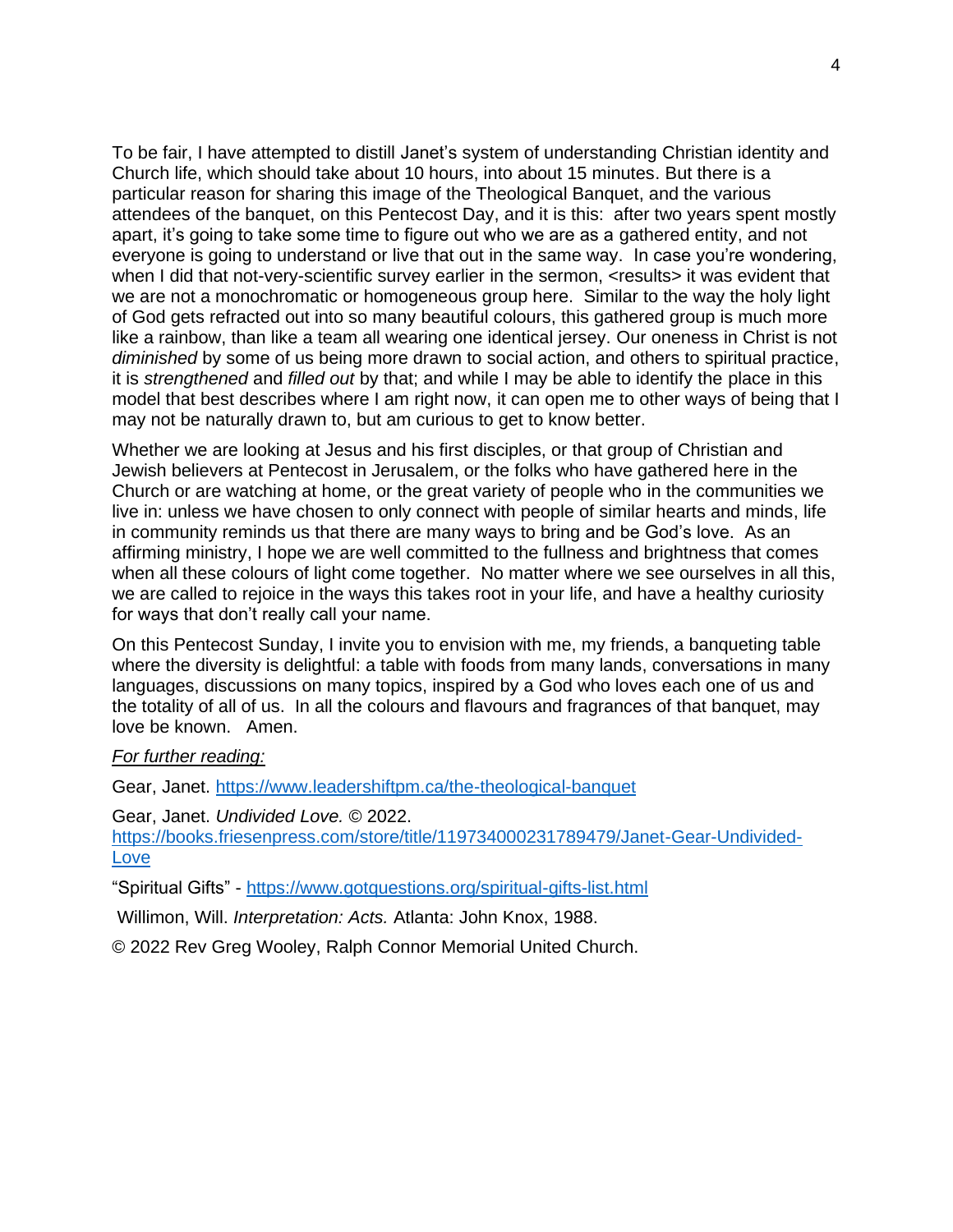To be fair, I have attempted to distill Janet's system of understanding Christian identity and Church life, which should take about 10 hours, into about 15 minutes. But there is a particular reason for sharing this image of the Theological Banquet, and the various attendees of the banquet, on this Pentecost Day, and it is this: after two years spent mostly apart, it's going to take some time to figure out who we are as a gathered entity, and not everyone is going to understand or live that out in the same way. In case you're wondering, when I did that not-very-scientific survey earlier in the sermon, <results> it was evident that we are not a monochromatic or homogeneous group here. Similar to the way the holy light of God gets refracted out into so many beautiful colours, this gathered group is much more like a rainbow, than like a team all wearing one identical jersey. Our oneness in Christ is not *diminished* by some of us being more drawn to social action, and others to spiritual practice, it is *strengthened* and *filled out* by that; and while I may be able to identify the place in this model that best describes where I am right now, it can open me to other ways of being that I may not be naturally drawn to, but am curious to get to know better.

Whether we are looking at Jesus and his first disciples, or that group of Christian and Jewish believers at Pentecost in Jerusalem, or the folks who have gathered here in the Church or are watching at home, or the great variety of people who in the communities we live in: unless we have chosen to only connect with people of similar hearts and minds, life in community reminds us that there are many ways to bring and be God's love. As an affirming ministry, I hope we are well committed to the fullness and brightness that comes when all these colours of light come together. No matter where we see ourselves in all this, we are called to rejoice in the ways this takes root in your life, and have a healthy curiosity for ways that don't really call your name.

On this Pentecost Sunday, I invite you to envision with me, my friends, a banqueting table where the diversity is delightful: a table with foods from many lands, conversations in many languages, discussions on many topics, inspired by a God who loves each one of us and the totality of all of us. In all the colours and flavours and fragrances of that banquet, may love be known. Amen.

*For further reading:*

Gear, Janet. https://www.leadershiftpm.ca/the-theological-banquet

Gear, Janet. *Undivided Love.* © 2022. https://books.friesenpress.com/store/title/119734000231789479/Janet-Gear-Undivided-Love

"Spiritual Gifts" - https://www.gotquestions.org/spiritual-gifts-list.html

Willimon, Will. *Interpretation: Acts.* Atlanta: John Knox, 1988.

© 2022 Rev Greg Wooley, Ralph Connor Memorial United Church.